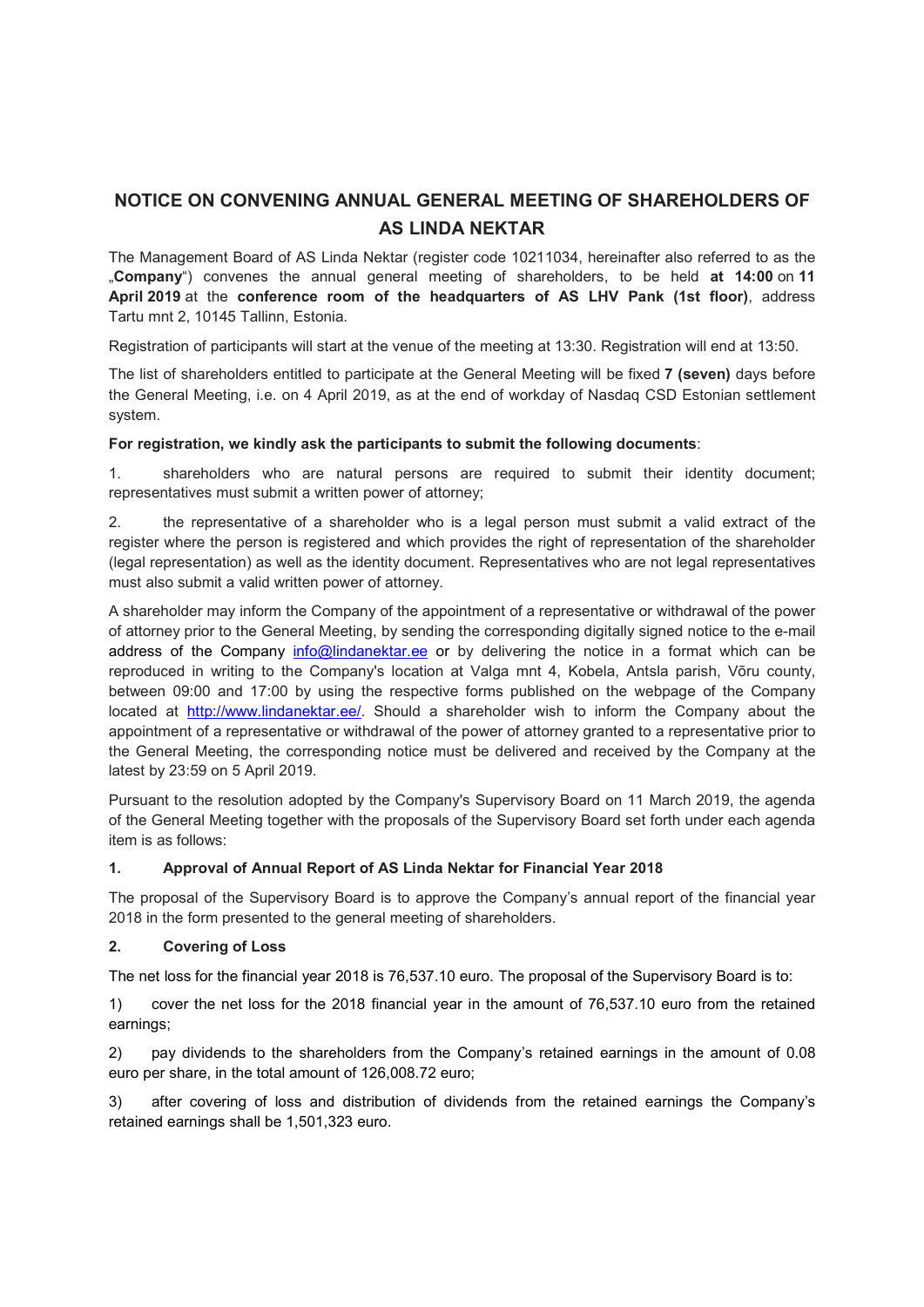# NOTICE ON CONVENING ANNUAL GENERAL MEETING OF SHAREHOLDERS OF AS LINDA NEKTAR

The Management Board of AS Linda Nektar (register code 10211034, hereinafter also referred to as the „**Company**") convenes the annual general meeting of shareholders, to be held **at 14:00** on **11 April 2019** at the **conference room of the headquarters of AS LHV Pank (1st floor)**, address Tartu mnt 2, 10145 Tallinn, Estonia.

Registration of participants will start at the venue of the meeting at 13:30. Registration will end at 13:50.

The list of shareholders entitled to participate at the General Meeting will be fixed **7 (seven)** days before the General Meeting, i.e. on 4 April 2019, as at the end of workday of Nasdaq CSD Estonian settlement system.

**For registration, we kindly ask the participants to submit the following documents**:

1. shareholders who are natural persons are required to submit their identity document; representatives must submit a written power of attorney;

2. the representative of a shareholder who is a legal person must submit a valid extract of the register where the person is registered and which provides the right of representation of the shareholder (legal representation) as well as the identity document. Representatives who are not legal representatives must also submit a valid written power of attorney.

A shareholder may inform the Company of the appointment of a representative or withdrawal of the power of attorney prior to the General Meeting, by sending the corresponding digitally signed notice to the e-mail address of the Company info@lindanektar.ee or by delivering the notice in a format which can be reproduced in writing to the Company's location at Valga mnt 4, Kobela, Antsla parish, Võru county, between 09:00 and 17:00 by using the respective forms published on the webpage of the Company located at http://www.lindanektar.ee/. Should a shareholder wish to inform the Company about the appointment of a representative or withdrawal of the power of attorney granted to a representative prior to the General Meeting, the corresponding notice must be delivered and received by the Company at the latest by 23:59 on 5 April 2019.

Pursuant to the resolution adopted by the Company's Supervisory Board on 11 March 2019, the agenda of the General Meeting together with the proposals of the Supervisory Board set forth under each agenda item is as follows:

**1. Approval of Annual Report of AS Linda Nektar for Financial Year 2018**

The proposal of the Supervisory Board is to approve the Company's annual report of the financial year 2018 in the form presented to the general meeting of shareholders.

**2. Covering of Loss**

The net loss for the financial year 2018 is 76,537.10 euro. The proposal of the Supervisory Board is to:

1) cover the net loss for the 2018 financial year in the amount of 76,537.10 euro from the retained earnings;

2) pay dividends to the shareholders from the Company's retained earnings in the amount of 0.08 euro per share, in the total amount of 126,008.72 euro;

3) after covering of loss and distribution of dividends from the retained earnings the Company's retained earnings shall be 1,501,323 euro.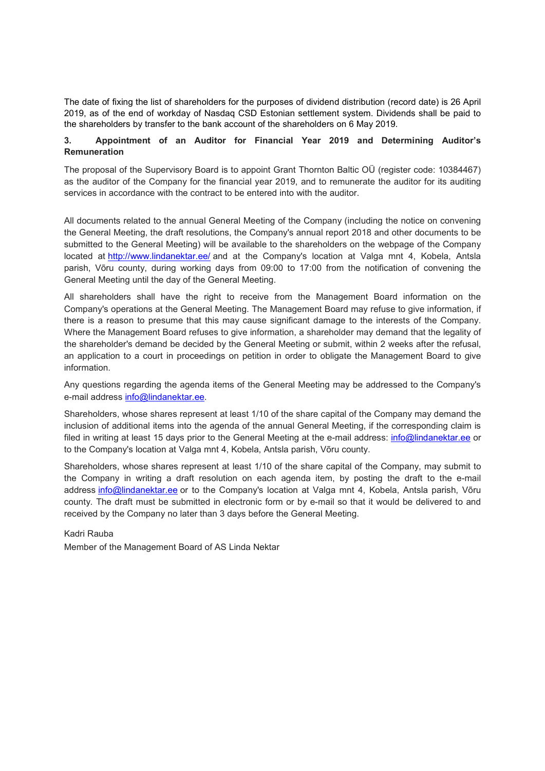The date of fixing the list of shareholders for the purposes of dividend distribution (record date) is 26 April 2019, as of the end of workday of Nasdaq CSD Estonian settlement system. Dividends shall be paid to the shareholders by transfer to the bank account of the shareholders on 6 May 2019.

**3. Appointment of an Auditor for Financial Year 2019 and Determining Auditor's Remuneration**

The proposal of the Supervisory Board is to appoint Grant Thornton Baltic OÜ (register code: 10384467) as the auditor of the Company for the financial year 2019, and to remunerate the auditor for its auditing services in accordance with the contract to be entered into with the auditor.

All documents related to the annual General Meeting of the Company (including the notice on convening the General Meeting, the draft resolutions, the Company's annual report 2018 and other documents to be submitted to the General Meeting) will be available to the shareholders on the webpage of the Company located at [http://www.lindanektar.ee/](http://www.lindanektar.ee/) and at the Company's location at Valga mnt 4, Kobela, Antsla parish, Võru county, during working days from 09:00 to 17:00 from the notification of convening the General Meeting until the day of the General Meeting.

All shareholders shall have the right to receive from the Management Board information on the Company's operations at the General Meeting. The Management Board may refuse to give information, if there is a reason to presume that this may cause significant damage to the interests of the Company. Where the Management Board refuses to give information, a shareholder may demand that the legality of the shareholder's demand be decided by the General Meeting or submit, within 2 weeks after the refusal, an application to a court in proceedings on petition in order to obligate the Management Board to give information.

Any questions regarding the agenda items of the General Meeting may be addressed to the Company's e-mail address [info@lindanektar.ee](mailto:info@lindanektar.ee).

Shareholders, whose shares represent at least 1/10 of the share capital of the Company may demand the inclusion of additional items into the agenda of the annual General Meeting, if the corresponding claim is filed in writing at least 15 days prior to the General Meeting at the e-mail address: [info@lindanektar.ee](mailto:info@lindanektar.ee) or to the Company's location at Valga mnt 4, Kobela, Antsla parish, Võru county.

Shareholders, whose shares represent at least 1/10 of the share capital of the Company, may submit to the Company in writing a draft resolution on each agenda item, by posting the draft to the e-mail address [info@lindanektar.ee](mailto:info@lindanektar.ee) or to the Company's location at Valga mnt 4, Kobela, Antsla parish, Võru county. The draft must be submitted in electronic form or by e-mail so that it would be delivered to and received by the Company no later than 3 days before the General Meeting.

Kadri Rauba

Member of the Management Board of AS Linda Nektar